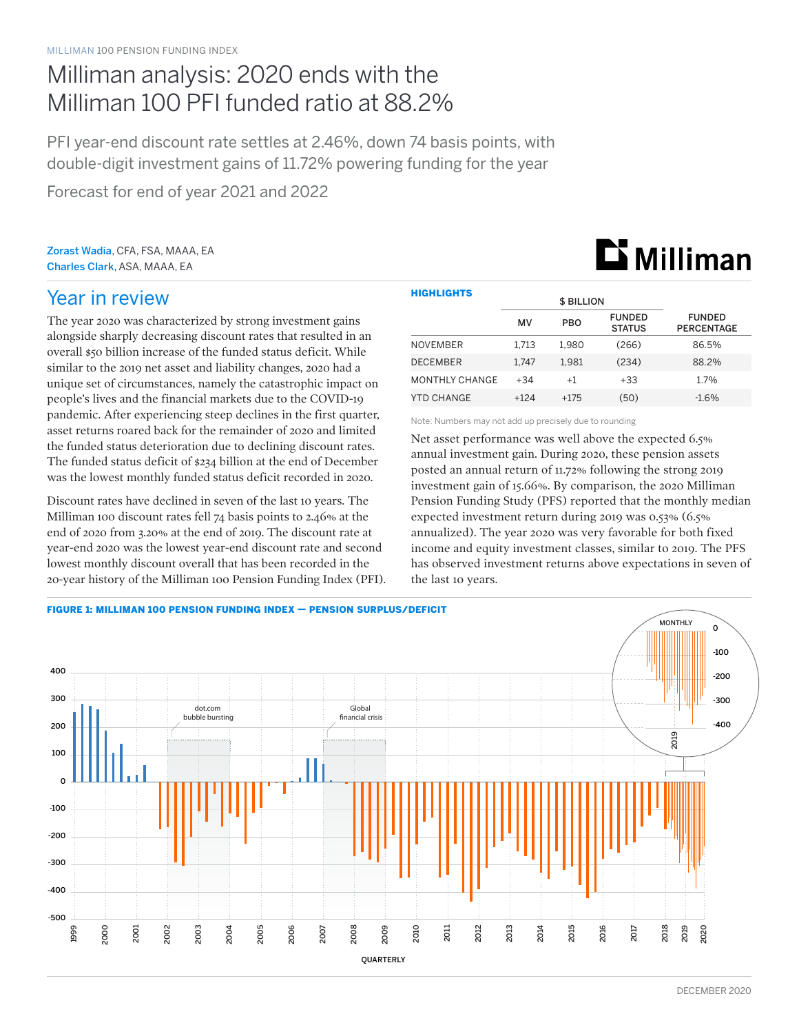MILLIMAN 100 PENSION FUNDING INDEX

# Milliman analysis: 2020 ends with the Milliman 100 PFI funded ratio at 88.2%

PFI year-end discount rate settles at 2.46%, down 74 basis points, with double-digit investment gains of 11.72% powering funding for the year

Forecast for end of year 2021 and 2022

**Zorast Wadia**, CFA, FSA, MAAA, EA
**Charles Clark**, ASA, MAAA, EA

## Year in review

The year 2020 was characterized by strong investment gains alongside sharply decreasing discount rates that resulted in an overall $50 billion increase of the funded status deficit. While similar to the 2019 net asset and liability changes, 2020 had a unique set of circumstances, namely the catastrophic impact on people's lives and the financial markets due to the COVID-19 pandemic. After experiencing steep declines in the first quarter, asset returns roared back for the remainder of 2020 and limited the funded status deterioration due to declining discount rates. The funded status deficit of $234 billion at the end of December was the lowest monthly funded status deficit recorded in 2020.

Discount rates have declined in seven of the last 10 years. The Milliman 100 discount rates fell 74 basis points to 2.46% at the end of 2020 from 3.20% at the end of 2019. The discount rate at year-end 2020 was the lowest year-end discount rate and second lowest monthly discount overall that has been recorded in the 20-year history of the Milliman 100 Pension Funding Index (PFI).

**HIGHLIGHTS**

| | $ BILLION | | | |
|---|---|---|---|---|
| | MV | PBO | FUNDED STATUS | FUNDED PERCENTAGE |
| NOVEMBER | 1,713 | 1,980 | (266) | 86.5% |
| DECEMBER | 1,747 | 1,981 | (234) | 88.2% |
| MONTHLY CHANGE | +34 | +1 | +33 | 1.7% |
| YTD CHANGE | +124 | +175 | (50) | -1.6% |

Note: Numbers may not add up precisely due to rounding

Net asset performance was well above the expected 6.5% annual investment gain. During 2020, these pension assets posted an annual return of 11.72% following the strong 2019 investment gain of 15.66%. By comparison, the 2020 Milliman Pension Funding Study (PFS) reported that the monthly median expected investment return during 2019 was 0.53% (6.5% annualized). The year 2020 was very favorable for both fixed income and equity investment classes, similar to 2019. The PFS has observed investment returns above expectations in seven of the last 10 years.

**FIGURE 1: MILLIMAN 100 PENSION FUNDING INDEX — PENSION SURPLUS/DEFICIT**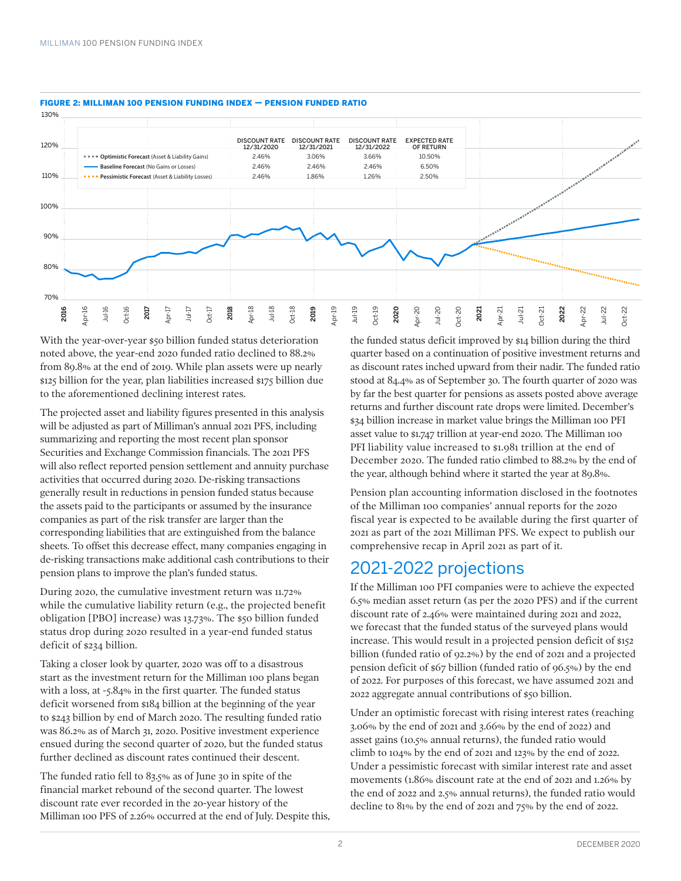**FIGURE 2: MILLIMAN 100 PENSION FUNDING INDEX — PENSION FUNDED RATIO**

| | DISCOUNT RATE 12/31/2020 | DISCOUNT RATE 12/31/2021 | DISCOUNT RATE 12/31/2022 | EXPECTED RATE OF RETURN |
|---|---|---|---|---|
| **Optimistic Forecast** (Asset & Liability Gains) | 2.46% | 3.06% | 3.66% | 10.50% |
| **Baseline Forecast** (No Gains or Losses) | 2.46% | 2.46% | 2.46% | 6.50% |
| **Pessimistic Forecast** (Asset & Liability Losses) | 2.46% | 1.86% | 1.26% | 2.50% |

With the year-over-year $50 billion funded status deterioration noted above, the year-end 2020 funded ratio declined to 88.2% from 89.8% at the end of 2019. While plan assets were up nearly $125 billion for the year, plan liabilities increased $175 billion due to the aforementioned declining interest rates.

The projected asset and liability figures presented in this analysis will be adjusted as part of Milliman's annual 2021 PFS, including summarizing and reporting the most recent plan sponsor Securities and Exchange Commission financials. The 2021 PFS will also reflect reported pension settlement and annuity purchase activities that occurred during 2020. De-risking transactions generally result in reductions in pension funded status because the assets paid to the participants or assumed by the insurance companies as part of the risk transfer are larger than the corresponding liabilities that are extinguished from the balance sheets. To offset this decrease effect, many companies engaging in de-risking transactions make additional cash contributions to their pension plans to improve the plan's funded status.

During 2020, the cumulative investment return was 11.72% while the cumulative liability return (e.g., the projected benefit obligation [PBO] increase) was 13.73%. The $50 billion funded status drop during 2020 resulted in a year-end funded status deficit of $234 billion.

Taking a closer look by quarter, 2020 was off to a disastrous start as the investment return for the Milliman 100 plans began with a loss, at -5.84% in the first quarter. The funded status deficit worsened from $184 billion at the beginning of the year to $243 billion by end of March 2020. The resulting funded ratio was 86.2% as of March 31, 2020. Positive investment experience ensued during the second quarter of 2020, but the funded status further declined as discount rates continued their descent.

The funded ratio fell to 83.5% as of June 30 in spite of the financial market rebound of the second quarter. The lowest discount rate ever recorded in the 20-year history of the Milliman 100 PFS of 2.26% occurred at the end of July. Despite this, the funded status deficit improved by $14 billion during the third quarter based on a continuation of positive investment returns and as discount rates inched upward from their nadir. The funded ratio stood at 84.4% as of September 30. The fourth quarter of 2020 was by far the best quarter for pensions as assets posted above average returns and further discount rate drops were limited. December's $34 billion increase in market value brings the Milliman 100 PFI asset value to $1.747 trillion at year-end 2020. The Milliman 100 PFI liability value increased to $1.981 trillion at the end of December 2020. The funded ratio climbed to 88.2% by the end of the year, although behind where it started the year at 89.8%.

Pension plan accounting information disclosed in the footnotes of the Milliman 100 companies' annual reports for the 2020 fiscal year is expected to be available during the first quarter of 2021 as part of the 2021 Milliman PFS. We expect to publish our comprehensive recap in April 2021 as part of it.

## 2021-2022 projections

If the Milliman 100 PFI companies were to achieve the expected 6.5% median asset return (as per the 2020 PFS) and if the current discount rate of 2.46% were maintained during 2021 and 2022, we forecast that the funded status of the surveyed plans would increase. This would result in a projected pension deficit of $152 billion (funded ratio of 92.2%) by the end of 2021 and a projected pension deficit of $67 billion (funded ratio of 96.5%) by the end of 2022. For purposes of this forecast, we have assumed 2021 and 2022 aggregate annual contributions of $50 billion.

Under an optimistic forecast with rising interest rates (reaching 3.06% by the end of 2021 and 3.66% by the end of 2022) and asset gains (10.5% annual returns), the funded ratio would climb to 104% by the end of 2021 and 123% by the end of 2022. Under a pessimistic forecast with similar interest rate and asset movements (1.86% discount rate at the end of 2021 and 1.26% by the end of 2022 and 2.5% annual returns), the funded ratio would decline to 81% by the end of 2021 and 75% by the end of 2022.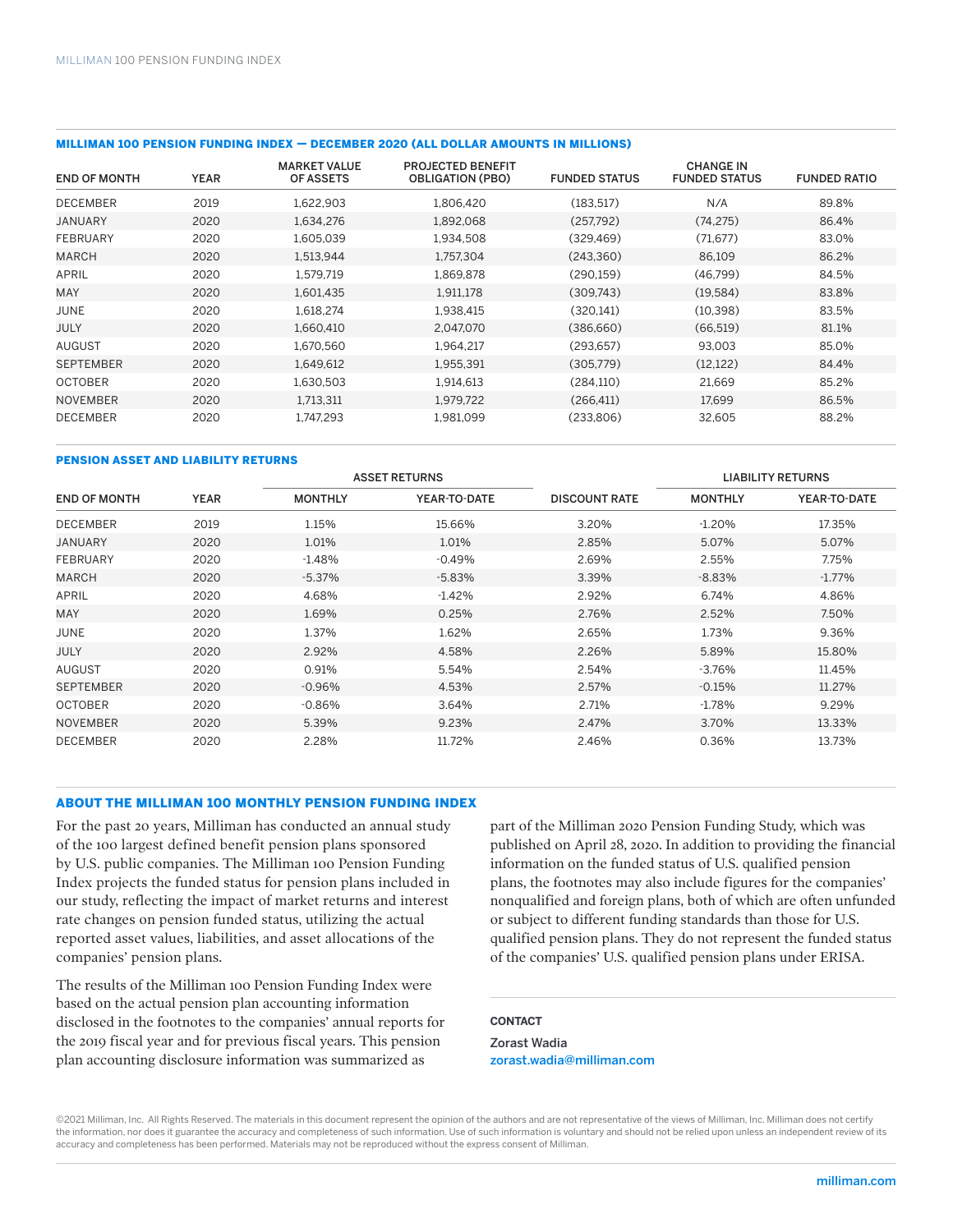## MILLIMAN 100 PENSION FUNDING INDEX — DECEMBER 2020 (ALL DOLLAR AMOUNTS IN MILLIONS)

| END OF MONTH | YEAR | MARKET VALUE OF ASSETS | PROJECTED BENEFIT OBLIGATION (PBO) | FUNDED STATUS | CHANGE IN FUNDED STATUS | FUNDED RATIO |
|---|---|---|---|---|---|---|
| DECEMBER | 2019 | 1,622,903 | 1,806,420 | (183,517) | N/A | 89.8% |
| JANUARY | 2020 | 1,634,276 | 1,892,068 | (257,792) | (74,275) | 86.4% |
| FEBRUARY | 2020 | 1,605,039 | 1,934,508 | (329,469) | (71,677) | 83.0% |
| MARCH | 2020 | 1,513,944 | 1,757,304 | (243,360) | 86,109 | 86.2% |
| APRIL | 2020 | 1,579,719 | 1,869,878 | (290,159) | (46,799) | 84.5% |
| MAY | 2020 | 1,601,435 | 1,911,178 | (309,743) | (19,584) | 83.8% |
| JUNE | 2020 | 1,618,274 | 1,938,415 | (320,141) | (10,398) | 83.5% |
| JULY | 2020 | 1,660,410 | 2,047,070 | (386,660) | (66,519) | 81.1% |
| AUGUST | 2020 | 1,670,560 | 1,964,217 | (293,657) | 93,003 | 85.0% |
| SEPTEMBER | 2020 | 1,649,612 | 1,955,391 | (305,779) | (12,122) | 84.4% |
| OCTOBER | 2020 | 1,630,503 | 1,914,613 | (284,110) | 21,669 | 85.2% |
| NOVEMBER | 2020 | 1,713,311 | 1,979,722 | (266,411) | 17,699 | 86.5% |
| DECEMBER | 2020 | 1,747,293 | 1,981,099 | (233,806) | 32,605 | 88.2% |

## PENSION ASSET AND LIABILITY RETURNS

| | | ASSET RETURNS | | | LIABILITY RETURNS | |
|---|---|---|---|---|---|---|
| END OF MONTH | YEAR | MONTHLY | YEAR-TO-DATE | DISCOUNT RATE | MONTHLY | YEAR-TO-DATE |
| DECEMBER | 2019 | 1.15% | 15.66% | 3.20% | -1.20% | 17.35% |
| JANUARY | 2020 | 1.01% | 1.01% | 2.85% | 5.07% | 5.07% |
| FEBRUARY | 2020 | -1.48% | -0.49% | 2.69% | 2.55% | 7.75% |
| MARCH | 2020 | -5.37% | -5.83% | 3.39% | -8.83% | -1.77% |
| APRIL | 2020 | 4.68% | -1.42% | 2.92% | 6.74% | 4.86% |
| MAY | 2020 | 1.69% | 0.25% | 2.76% | 2.52% | 7.50% |
| JUNE | 2020 | 1.37% | 1.62% | 2.65% | 1.73% | 9.36% |
| JULY | 2020 | 2.92% | 4.58% | 2.26% | 5.89% | 15.80% |
| AUGUST | 2020 | 0.91% | 5.54% | 2.54% | -3.76% | 11.45% |
| SEPTEMBER | 2020 | -0.96% | 4.53% | 2.57% | -0.15% | 11.27% |
| OCTOBER | 2020 | -0.86% | 3.64% | 2.71% | -1.78% | 9.29% |
| NOVEMBER | 2020 | 5.39% | 9.23% | 2.47% | 3.70% | 13.33% |
| DECEMBER | 2020 | 2.28% | 11.72% | 2.46% | 0.36% | 13.73% |

## ABOUT THE MILLIMAN 100 MONTHLY PENSION FUNDING INDEX

For the past 20 years, Milliman has conducted an annual study of the 100 largest defined benefit pension plans sponsored by U.S. public companies. The Milliman 100 Pension Funding Index projects the funded status for pension plans included in our study, reflecting the impact of market returns and interest rate changes on pension funded status, utilizing the actual reported asset values, liabilities, and asset allocations of the companies' pension plans.

The results of the Milliman 100 Pension Funding Index were based on the actual pension plan accounting information disclosed in the footnotes to the companies' annual reports for the 2019 fiscal year and for previous fiscal years. This pension plan accounting disclosure information was summarized as part of the Milliman 2020 Pension Funding Study, which was published on April 28, 2020. In addition to providing the financial information on the funded status of U.S. qualified pension plans, the footnotes may also include figures for the companies' nonqualified and foreign plans, both of which are often unfunded or subject to different funding standards than those for U.S. qualified pension plans. They do not represent the funded status of the companies' U.S. qualified pension plans under ERISA.

**CONTACT**

Zorast Wadia
zorast.wadia@milliman.com

©2021 Milliman, Inc. All Rights Reserved. The materials in this document represent the opinion of the authors and are not representative of the views of Milliman, Inc. Milliman does not certify the information, nor does it guarantee the accuracy and completeness of such information. Use of such information is voluntary and should not be relied upon unless an independent review of its accuracy and completeness has been performed. Materials may not be reproduced without the express consent of Milliman.

milliman.com